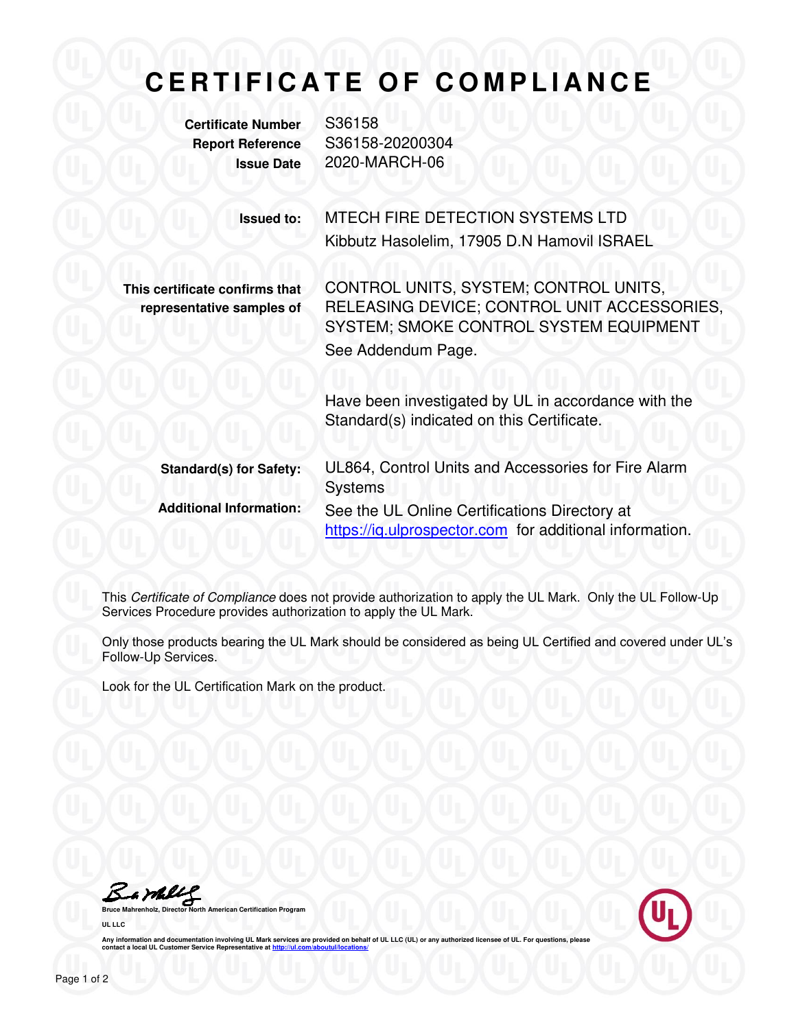# CERTIFICATE OF COMPLIANCE

| | |
|---|---|
| **Certificate Number** | S36158 |
| **Report Reference** | S36158-20200304 |
| **Issue Date** | 2020-MARCH-06 |

**Issued to:** MTECH FIRE DETECTION SYSTEMS LTD
Kibbutz Hasolelim, 17905 D.N Hamovil ISRAEL

**This certificate confirms that representative samples of** CONTROL UNITS, SYSTEM; CONTROL UNITS, RELEASING DEVICE; CONTROL UNIT ACCESSORIES, SYSTEM; SMOKE CONTROL SYSTEM EQUIPMENT

See Addendum Page.

Have been investigated by UL in accordance with the Standard(s) indicated on this Certificate.

**Standard(s) for Safety:** UL864, Control Units and Accessories for Fire Alarm Systems

**Additional Information:** See the UL Online Certifications Directory at https://iq.ulprospector.com for additional information.

This *Certificate of Compliance* does not provide authorization to apply the UL Mark. Only the UL Follow-Up Services Procedure provides authorization to apply the UL Mark.

Only those products bearing the UL Mark should be considered as being UL Certified and covered under UL's Follow-Up Services.

Look for the UL Certification Mark on the product.

**Bruce Mahrenholz, Director North American Certification Program**

**UL LLC**

Any information and documentation involving UL Mark services are provided on behalf of UL LLC (UL) or any authorized licensee of UL. For questions, please contact a local UL Customer Service Representative at http://ul.com/aboutul/locations/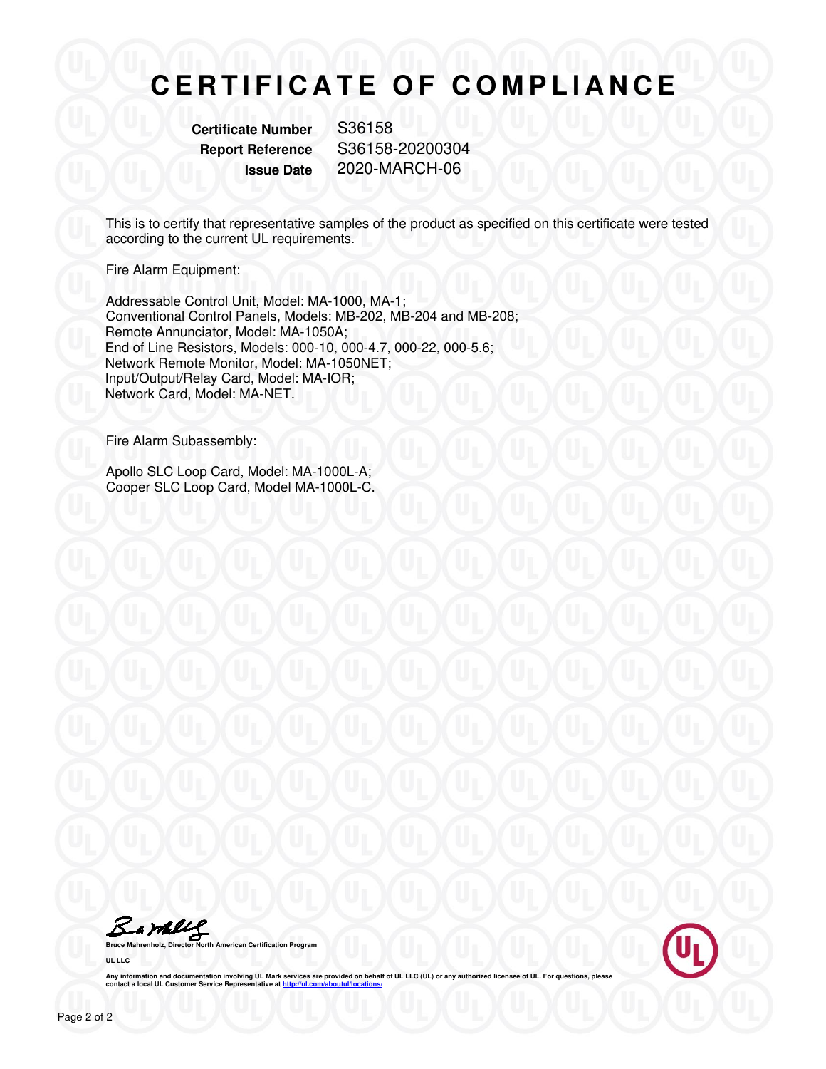# CERTIFICATE OF COMPLIANCE

**Certificate Number** S36158
**Report Reference** S36158-20200304
**Issue Date** 2020-MARCH-06

This is to certify that representative samples of the product as specified on this certificate were tested according to the current UL requirements.

Fire Alarm Equipment:

Addressable Control Unit, Model: MA-1000, MA-1;
Conventional Control Panels, Models: MB-202, MB-204 and MB-208;
Remote Annunciator, Model: MA-1050A;
End of Line Resistors, Models: 000-10, 000-4.7, 000-22, 000-5.6;
Network Remote Monitor, Model: MA-1050NET;
Input/Output/Relay Card, Model: MA-IOR;
Network Card, Model: MA-NET.

Fire Alarm Subassembly:

Apollo SLC Loop Card, Model: MA-1000L-A;
Cooper SLC Loop Card, Model MA-1000L-C.

**Bruce Mahrenholz, Director North American Certification Program**

**UL LLC**

**Any information and documentation involving UL Mark services are provided on behalf of UL LLC (UL) or any authorized licensee of UL. For questions, please contact a local UL Customer Service Representative at http://ul.com/aboutul/locations/**